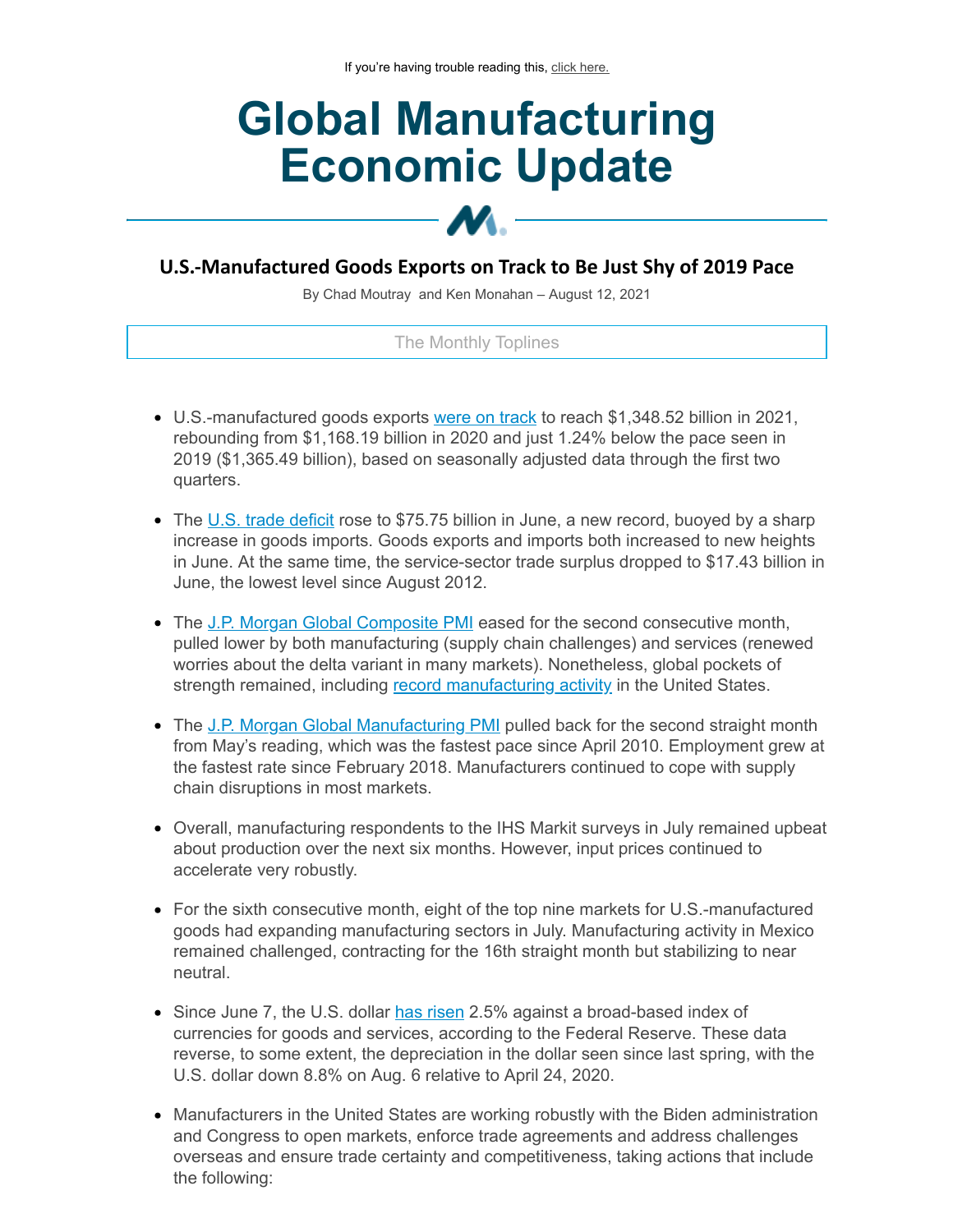If you're having trouble reading this, click here.

# Global Manufacturing Economic Update

## U.S.-Manufactured Goods Exports on Track to Be Just Shy of 2019 Pace

By Chad Moutray and Ken Monahan – August 12, 2021

### The Monthly Toplines

- U.S.-manufactured goods exports were on track to reach $1,348.52 billion in 2021, rebounding from $1,168.19 billion in 2020 and just 1.24% below the pace seen in 2019 ($1,365.49 billion), based on seasonally adjusted data through the first two quarters.

- The U.S. trade deficit rose to $75.75 billion in June, a new record, buoyed by a sharp increase in goods imports. Goods exports and imports both increased to new heights in June. At the same time, the service-sector trade surplus dropped to $17.43 billion in June, the lowest level since August 2012.

- The J.P. Morgan Global Composite PMI eased for the second consecutive month, pulled lower by both manufacturing (supply chain challenges) and services (renewed worries about the delta variant in many markets). Nonetheless, global pockets of strength remained, including record manufacturing activity in the United States.

- The J.P. Morgan Global Manufacturing PMI pulled back for the second straight month from May's reading, which was the fastest pace since April 2010. Employment grew at the fastest rate since February 2018. Manufacturers continued to cope with supply chain disruptions in most markets.

- Overall, manufacturing respondents to the IHS Markit surveys in July remained upbeat about production over the next six months. However, input prices continued to accelerate very robustly.

- For the sixth consecutive month, eight of the top nine markets for U.S.-manufactured goods had expanding manufacturing sectors in July. Manufacturing activity in Mexico remained challenged, contracting for the 16th straight month but stabilizing to near neutral.

- Since June 7, the U.S. dollar has risen 2.5% against a broad-based index of currencies for goods and services, according to the Federal Reserve. These data reverse, to some extent, the depreciation in the dollar seen since last spring, with the U.S. dollar down 8.8% on Aug. 6 relative to April 24, 2020.

- Manufacturers in the United States are working robustly with the Biden administration and Congress to open markets, enforce trade agreements and address challenges overseas and ensure trade certainty and competitiveness, taking actions that include the following: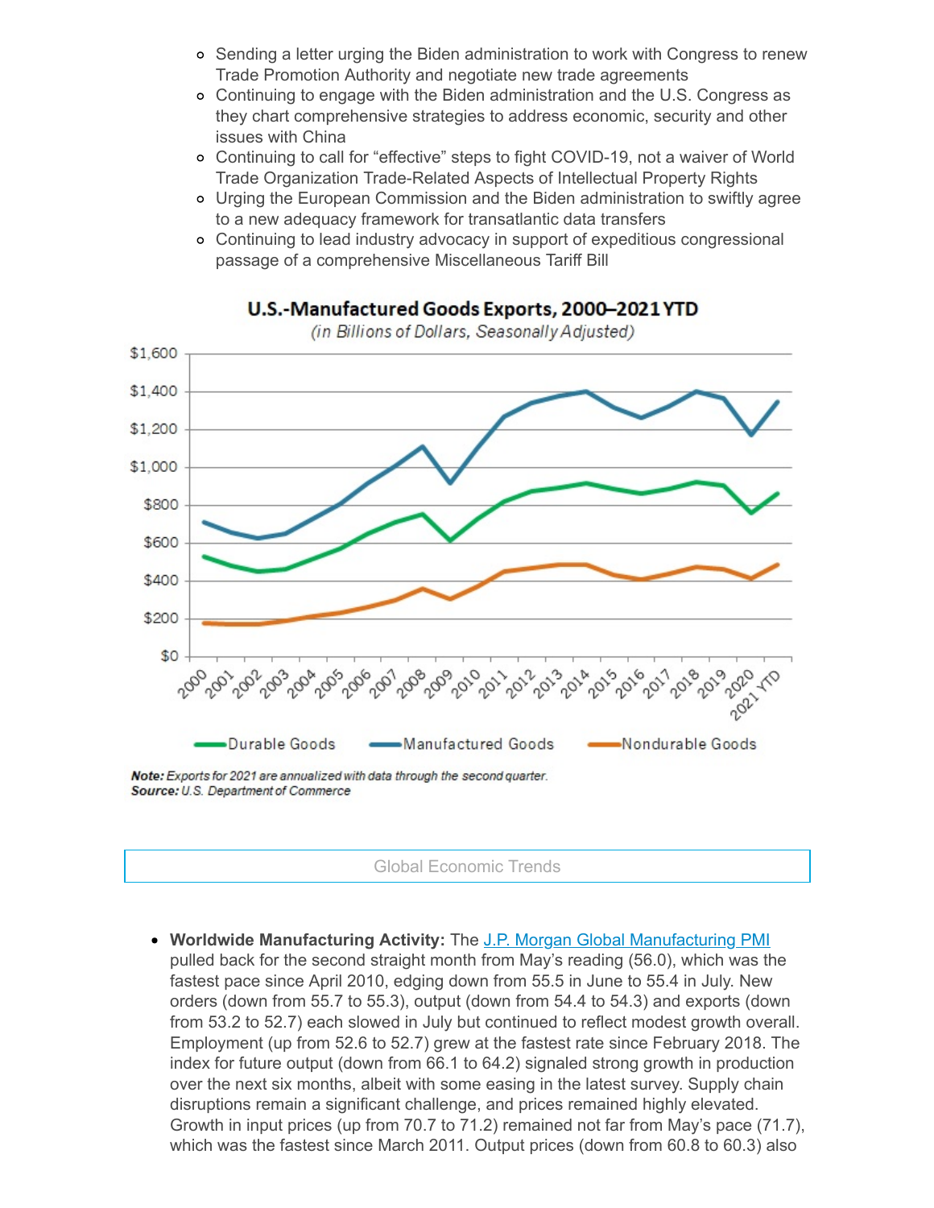- Sending a letter urging the Biden administration to work with Congress to renew Trade Promotion Authority and negotiate new trade agreements
- Continuing to engage with the Biden administration and the U.S. Congress as they chart comprehensive strategies to address economic, security and other issues with China
- Continuing to call for "effective" steps to fight COVID-19, not a waiver of World Trade Organization Trade-Related Aspects of Intellectual Property Rights
- Urging the European Commission and the Biden administration to swiftly agree to a new adequacy framework for transatlantic data transfers
- Continuing to lead industry advocacy in support of expeditious congressional passage of a comprehensive Miscellaneous Tariff Bill

**U.S.-Manufactured Goods Exports, 2000–2021 YTD**

*(in Billions of Dollars, Seasonally Adjusted)*

Durable Goods — Manufactured Goods — Nondurable Goods

***Note:*** *Exports for 2021 are annualized with data through the second quarter.*
***Source:*** *U.S. Department of Commerce*

## Global Economic Trends

- **Worldwide Manufacturing Activity:** The J.P. Morgan Global Manufacturing PMI pulled back for the second straight month from May's reading (56.0), which was the fastest pace since April 2010, edging down from 55.5 in June to 55.4 in July. New orders (down from 55.7 to 55.3), output (down from 54.4 to 54.3) and exports (down from 53.2 to 52.7) each slowed in July but continued to reflect modest growth overall. Employment (up from 52.6 to 52.7) grew at the fastest rate since February 2018. The index for future output (down from 66.1 to 64.2) signaled strong growth in production over the next six months, albeit with some easing in the latest survey. Supply chain disruptions remain a significant challenge, and prices remained highly elevated. Growth in input prices (up from 70.7 to 71.2) remained not far from May's pace (71.7), which was the fastest since March 2011. Output prices (down from 60.8 to 60.3) also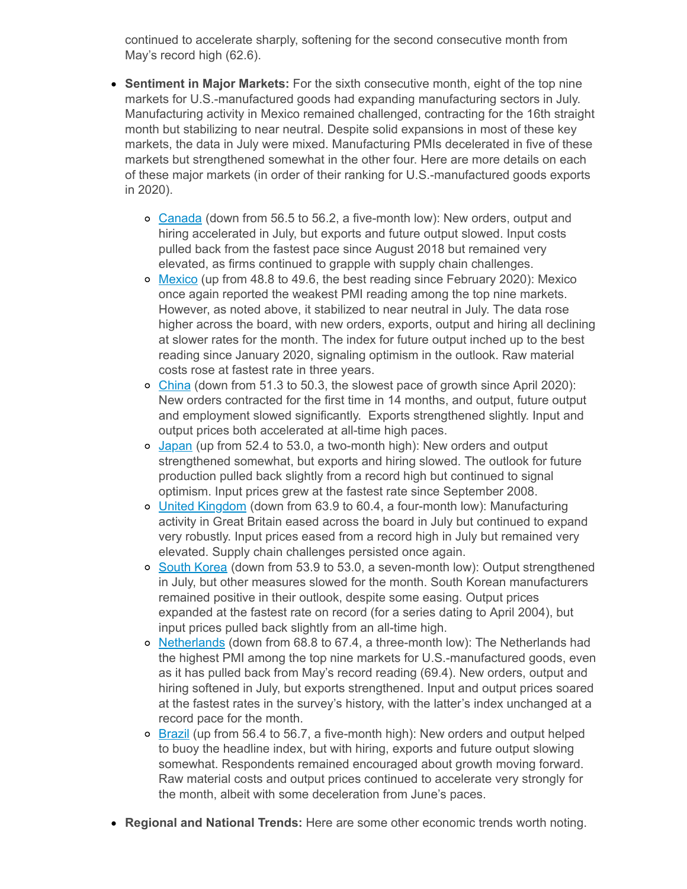continued to accelerate sharply, softening for the second consecutive month from May's record high (62.6).

- **Sentiment in Major Markets:** For the sixth consecutive month, eight of the top nine markets for U.S.-manufactured goods had expanding manufacturing sectors in July. Manufacturing activity in Mexico remained challenged, contracting for the 16th straight month but stabilizing to near neutral. Despite solid expansions in most of these key markets, the data in July were mixed. Manufacturing PMIs decelerated in five of these markets but strengthened somewhat in the other four. Here are more details on each of these major markets (in order of their ranking for U.S.-manufactured goods exports in 2020).
  - Canada (down from 56.5 to 56.2, a five-month low): New orders, output and hiring accelerated in July, but exports and future output slowed. Input costs pulled back from the fastest pace since August 2018 but remained very elevated, as firms continued to grapple with supply chain challenges.
  - Mexico (up from 48.8 to 49.6, the best reading since February 2020): Mexico once again reported the weakest PMI reading among the top nine markets. However, as noted above, it stabilized to near neutral in July. The data rose higher across the board, with new orders, exports, output and hiring all declining at slower rates for the month. The index for future output inched up to the best reading since January 2020, signaling optimism in the outlook. Raw material costs rose at fastest rate in three years.
  - China (down from 51.3 to 50.3, the slowest pace of growth since April 2020): New orders contracted for the first time in 14 months, and output, future output and employment slowed significantly. Exports strengthened slightly. Input and output prices both accelerated at all-time high paces.
  - Japan (up from 52.4 to 53.0, a two-month high): New orders and output strengthened somewhat, but exports and hiring slowed. The outlook for future production pulled back slightly from a record high but continued to signal optimism. Input prices grew at the fastest rate since September 2008.
  - United Kingdom (down from 63.9 to 60.4, a four-month low): Manufacturing activity in Great Britain eased across the board in July but continued to expand very robustly. Input prices eased from a record high in July but remained very elevated. Supply chain challenges persisted once again.
  - South Korea (down from 53.9 to 53.0, a seven-month low): Output strengthened in July, but other measures slowed for the month. South Korean manufacturers remained positive in their outlook, despite some easing. Output prices expanded at the fastest rate on record (for a series dating to April 2004), but input prices pulled back slightly from an all-time high.
  - Netherlands (down from 68.8 to 67.4, a three-month low): The Netherlands had the highest PMI among the top nine markets for U.S.-manufactured goods, even as it has pulled back from May's record reading (69.4). New orders, output and hiring softened in July, but exports strengthened. Input and output prices soared at the fastest rates in the survey's history, with the latter's index unchanged at a record pace for the month.
  - Brazil (up from 56.4 to 56.7, a five-month high): New orders and output helped to buoy the headline index, but with hiring, exports and future output slowing somewhat. Respondents remained encouraged about growth moving forward. Raw material costs and output prices continued to accelerate very strongly for the month, albeit with some deceleration from June's paces.
- **Regional and National Trends:** Here are some other economic trends worth noting.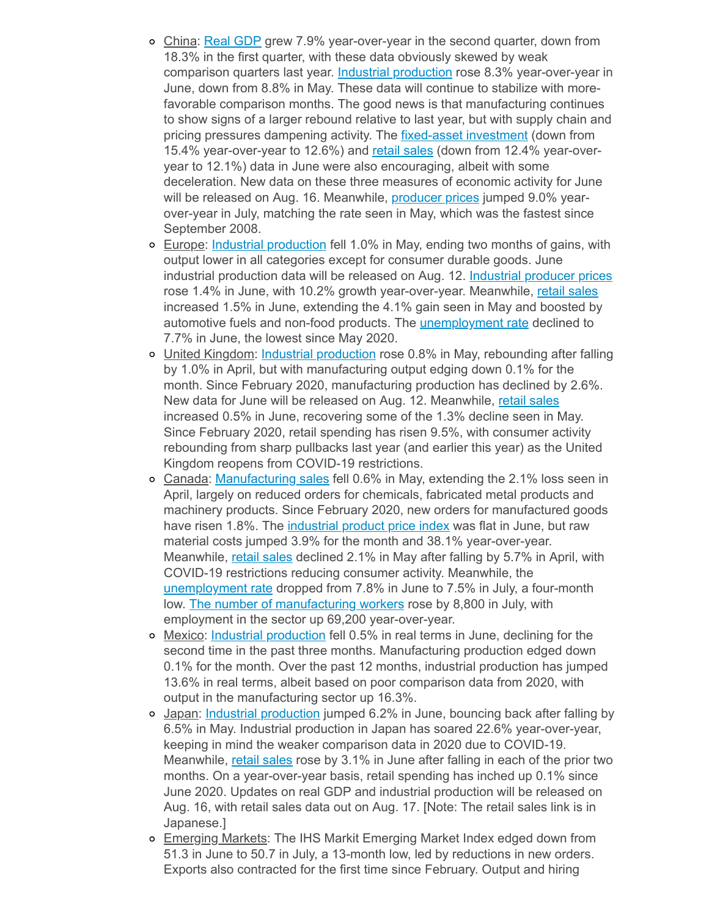- China: Real GDP grew 7.9% year-over-year in the second quarter, down from 18.3% in the first quarter, with these data obviously skewed by weak comparison quarters last year. Industrial production rose 8.3% year-over-year in June, down from 8.8% in May. These data will continue to stabilize with more-favorable comparison months. The good news is that manufacturing continues to show signs of a larger rebound relative to last year, but with supply chain and pricing pressures dampening activity. The fixed-asset investment (down from 15.4% year-over-year to 12.6%) and retail sales (down from 12.4% year-over-year to 12.1%) data in June were also encouraging, albeit with some deceleration. New data on these three measures of economic activity for June will be released on Aug. 16. Meanwhile, producer prices jumped 9.0% year-over-year in July, matching the rate seen in May, which was the fastest since September 2008.
- Europe: Industrial production fell 1.0% in May, ending two months of gains, with output lower in all categories except for consumer durable goods. June industrial production data will be released on Aug. 12. Industrial producer prices rose 1.4% in June, with 10.2% growth year-over-year. Meanwhile, retail sales increased 1.5% in June, extending the 4.1% gain seen in May and boosted by automotive fuels and non-food products. The unemployment rate declined to 7.7% in June, the lowest since May 2020.
- United Kingdom: Industrial production rose 0.8% in May, rebounding after falling by 1.0% in April, but with manufacturing output edging down 0.1% for the month. Since February 2020, manufacturing production has declined by 2.6%. New data for June will be released on Aug. 12. Meanwhile, retail sales increased 0.5% in June, recovering some of the 1.3% decline seen in May. Since February 2020, retail spending has risen 9.5%, with consumer activity rebounding from sharp pullbacks last year (and earlier this year) as the United Kingdom reopens from COVID-19 restrictions.
- Canada: Manufacturing sales fell 0.6% in May, extending the 2.1% loss seen in April, largely on reduced orders for chemicals, fabricated metal products and machinery products. Since February 2020, new orders for manufactured goods have risen 1.8%. The industrial product price index was flat in June, but raw material costs jumped 3.9% for the month and 38.1% year-over-year. Meanwhile, retail sales declined 2.1% in May after falling by 5.7% in April, with COVID-19 restrictions reducing consumer activity. Meanwhile, the unemployment rate dropped from 7.8% in June to 7.5% in July, a four-month low. The number of manufacturing workers rose by 8,800 in July, with employment in the sector up 69,200 year-over-year.
- Mexico: Industrial production fell 0.5% in real terms in June, declining for the second time in the past three months. Manufacturing production edged down 0.1% for the month. Over the past 12 months, industrial production has jumped 13.6% in real terms, albeit based on poor comparison data from 2020, with output in the manufacturing sector up 16.3%.
- Japan: Industrial production jumped 6.2% in June, bouncing back after falling by 6.5% in May. Industrial production in Japan has soared 22.6% year-over-year, keeping in mind the weaker comparison data in 2020 due to COVID-19. Meanwhile, retail sales rose by 3.1% in June after falling in each of the prior two months. On a year-over-year basis, retail spending has inched up 0.1% since June 2020. Updates on real GDP and industrial production will be released on Aug. 16, with retail sales data out on Aug. 17. [Note: The retail sales link is in Japanese.]
- Emerging Markets: The IHS Markit Emerging Market Index edged down from 51.3 in June to 50.7 in July, a 13-month low, led by reductions in new orders. Exports also contracted for the first time since February. Output and hiring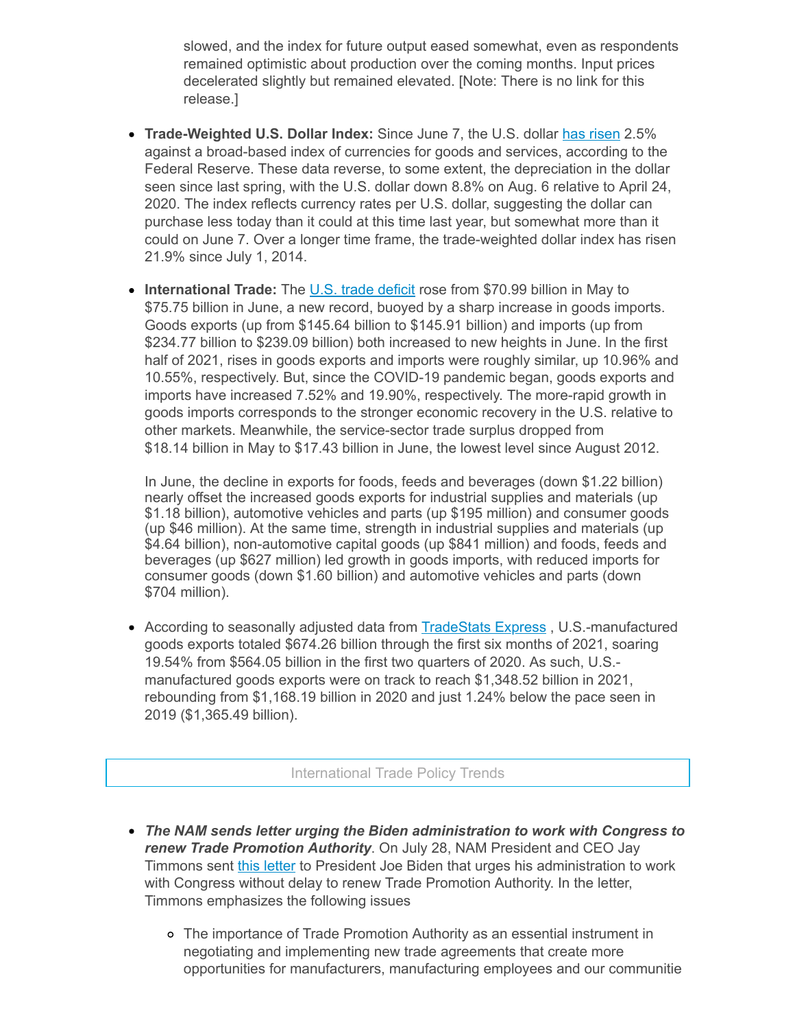slowed, and the index for future output eased somewhat, even as respondents remained optimistic about production over the coming months. Input prices decelerated slightly but remained elevated. [Note: There is no link for this release.]

- **Trade-Weighted U.S. Dollar Index:** Since June 7, the U.S. dollar has risen 2.5% against a broad-based index of currencies for goods and services, according to the Federal Reserve. These data reverse, to some extent, the depreciation in the dollar seen since last spring, with the U.S. dollar down 8.8% on Aug. 6 relative to April 24, 2020. The index reflects currency rates per U.S. dollar, suggesting the dollar can purchase less today than it could at this time last year, but somewhat more than it could on June 7. Over a longer time frame, the trade-weighted dollar index has risen 21.9% since July 1, 2014.

- **International Trade:** The U.S. trade deficit rose from $70.99 billion in May to $75.75 billion in June, a new record, buoyed by a sharp increase in goods imports. Goods exports (up from $145.64 billion to $145.91 billion) and imports (up from $234.77 billion to $239.09 billion) both increased to new heights in June. In the first half of 2021, rises in goods exports and imports were roughly similar, up 10.96% and 10.55%, respectively. But, since the COVID-19 pandemic began, goods exports and imports have increased 7.52% and 19.90%, respectively. The more-rapid growth in goods imports corresponds to the stronger economic recovery in the U.S. relative to other markets. Meanwhile, the service-sector trade surplus dropped from $18.14 billion in May to $17.43 billion in June, the lowest level since August 2012.

  In June, the decline in exports for foods, feeds and beverages (down $1.22 billion) nearly offset the increased goods exports for industrial supplies and materials (up $1.18 billion), automotive vehicles and parts (up $195 million) and consumer goods (up $46 million). At the same time, strength in industrial supplies and materials (up $4.64 billion), non-automotive capital goods (up $841 million) and foods, feeds and beverages (up $627 million) led growth in goods imports, with reduced imports for consumer goods (down $1.60 billion) and automotive vehicles and parts (down $704 million).

- According to seasonally adjusted data from TradeStats Express , U.S.-manufactured goods exports totaled $674.26 billion through the first six months of 2021, soaring 19.54% from $564.05 billion in the first two quarters of 2020. As such, U.S.-manufactured goods exports were on track to reach $1,348.52 billion in 2021, rebounding from $1,168.19 billion in 2020 and just 1.24% below the pace seen in 2019 ($1,365.49 billion).

## International Trade Policy Trends

- ***The NAM sends letter urging the Biden administration to work with Congress to renew Trade Promotion Authority***. On July 28, NAM President and CEO Jay Timmons sent this letter to President Joe Biden that urges his administration to work with Congress without delay to renew Trade Promotion Authority. In the letter, Timmons emphasizes the following issues
  - The importance of Trade Promotion Authority as an essential instrument in negotiating and implementing new trade agreements that create more opportunities for manufacturers, manufacturing employees and our communitie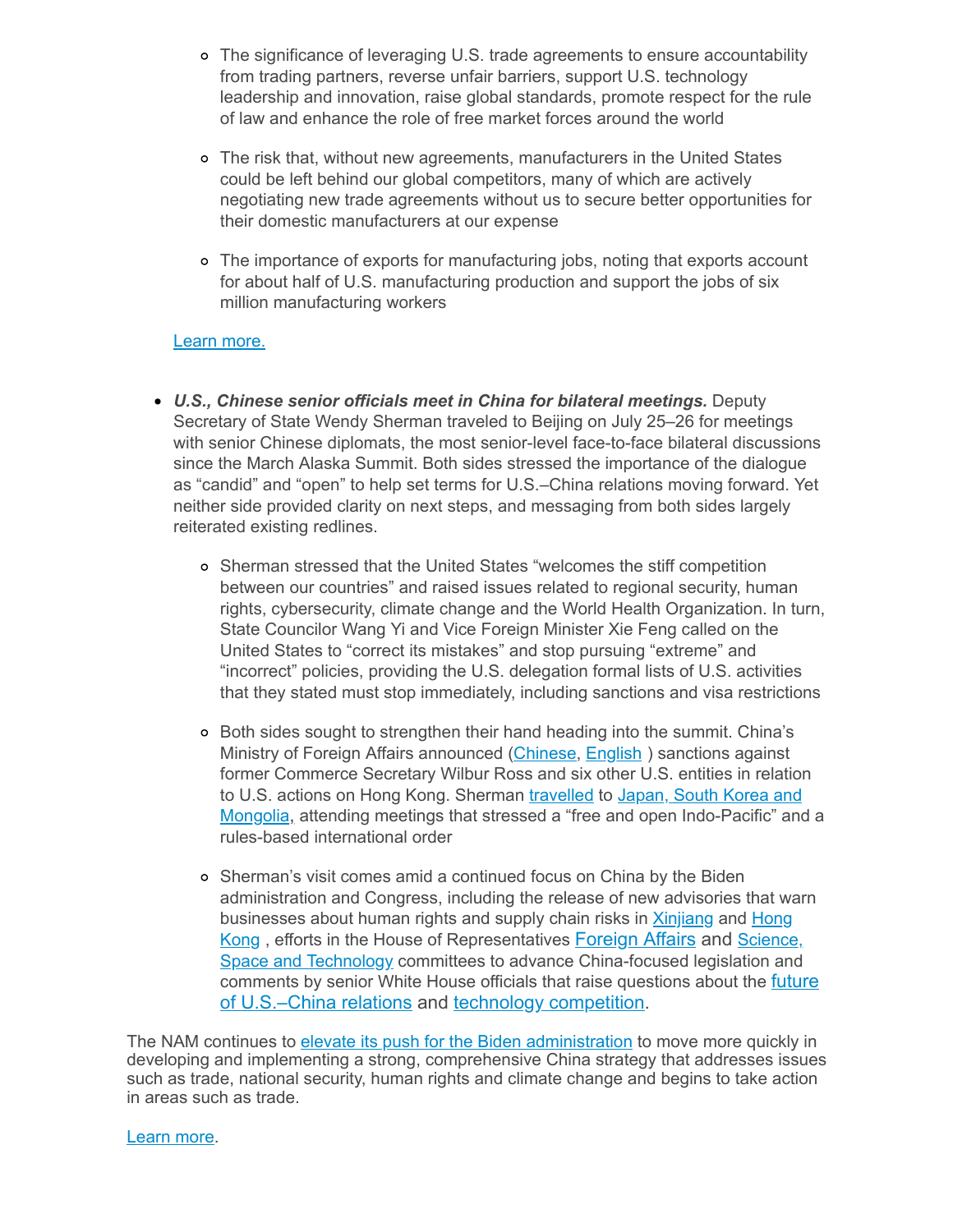- The significance of leveraging U.S. trade agreements to ensure accountability from trading partners, reverse unfair barriers, support U.S. technology leadership and innovation, raise global standards, promote respect for the rule of law and enhance the role of free market forces around the world

  - The risk that, without new agreements, manufacturers in the United States could be left behind our global competitors, many of which are actively negotiating new trade agreements without us to secure better opportunities for their domestic manufacturers at our expense

  - The importance of exports for manufacturing jobs, noting that exports account for about half of U.S. manufacturing production and support the jobs of six million manufacturing workers

  Learn more.

- ***U.S., Chinese senior officials meet in China for bilateral meetings.*** Deputy Secretary of State Wendy Sherman traveled to Beijing on July 25–26 for meetings with senior Chinese diplomats, the most senior-level face-to-face bilateral discussions since the March Alaska Summit. Both sides stressed the importance of the dialogue as "candid" and "open" to help set terms for U.S.–China relations moving forward. Yet neither side provided clarity on next steps, and messaging from both sides largely reiterated existing redlines.

  - Sherman stressed that the United States "welcomes the stiff competition between our countries" and raised issues related to regional security, human rights, cybersecurity, climate change and the World Health Organization. In turn, State Councilor Wang Yi and Vice Foreign Minister Xie Feng called on the United States to "correct its mistakes" and stop pursuing "extreme" and "incorrect" policies, providing the U.S. delegation formal lists of U.S. activities that they stated must stop immediately, including sanctions and visa restrictions

  - Both sides sought to strengthen their hand heading into the summit. China's Ministry of Foreign Affairs announced (Chinese, English ) sanctions against former Commerce Secretary Wilbur Ross and six other U.S. entities in relation to U.S. actions on Hong Kong. Sherman travelled to Japan, South Korea and Mongolia, attending meetings that stressed a "free and open Indo-Pacific" and a rules-based international order

  - Sherman's visit comes amid a continued focus on China by the Biden administration and Congress, including the release of new advisories that warn businesses about human rights and supply chain risks in Xinjiang and Hong Kong , efforts in the House of Representatives Foreign Affairs and Science, Space and Technology committees to advance China-focused legislation and comments by senior White House officials that raise questions about the future of U.S.–China relations and technology competition.

The NAM continues to elevate its push for the Biden administration to move more quickly in developing and implementing a strong, comprehensive China strategy that addresses issues such as trade, national security, human rights and climate change and begins to take action in areas such as trade.

Learn more.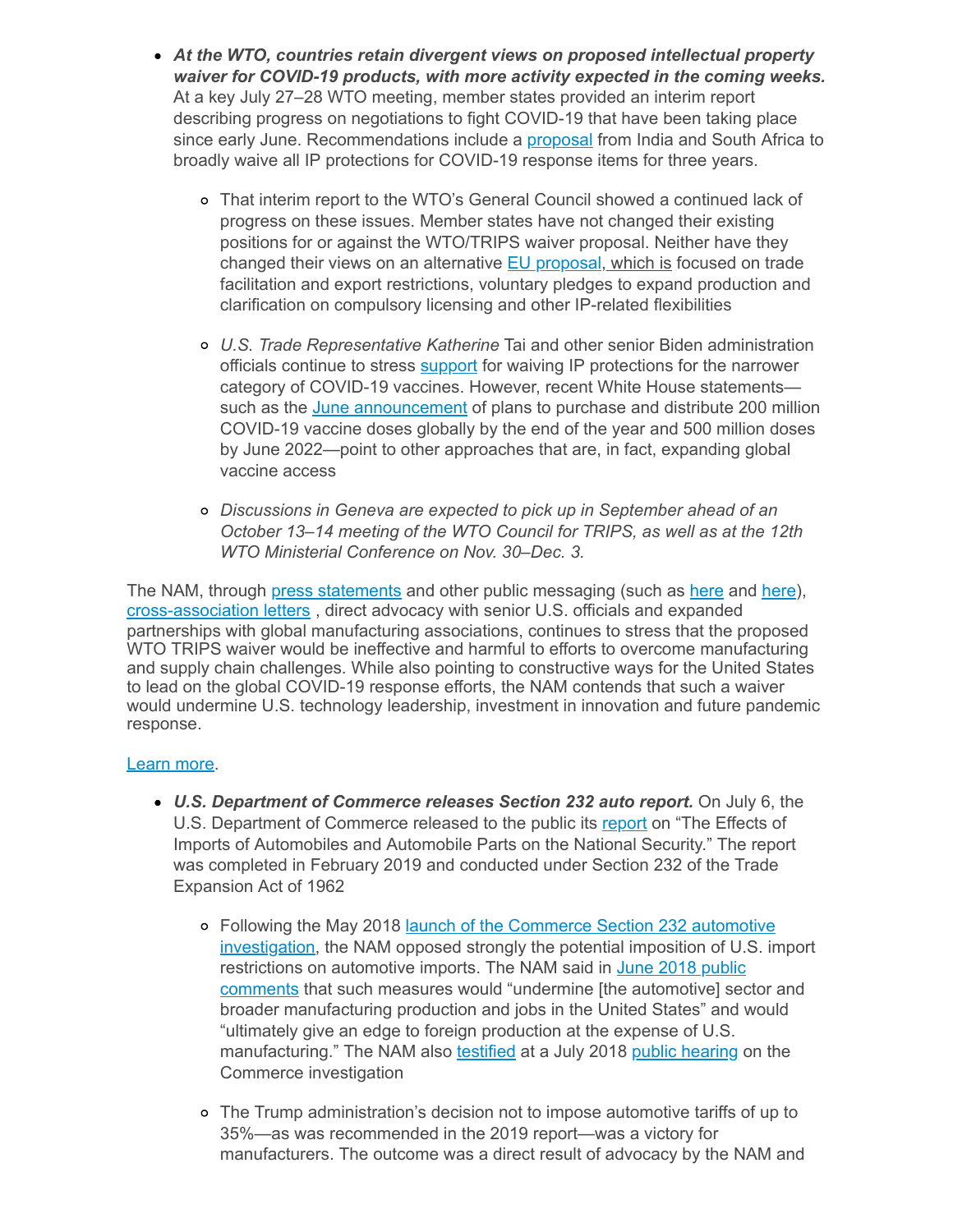- ***At the WTO, countries retain divergent views on proposed intellectual property waiver for COVID-19 products, with more activity expected in the coming weeks.*** At a key July 27–28 WTO meeting, member states provided an interim report describing progress on negotiations to fight COVID-19 that have been taking place since early June. Recommendations include a proposal from India and South Africa to broadly waive all IP protections for COVID-19 response items for three years.
    - That interim report to the WTO's General Council showed a continued lack of progress on these issues. Member states have not changed their existing positions for or against the WTO/TRIPS waiver proposal. Neither have they changed their views on an alternative EU proposal, which is focused on trade facilitation and export restrictions, voluntary pledges to expand production and clarification on compulsory licensing and other IP-related flexibilities
    - *U.S. Trade Representative Katherine* Tai and other senior Biden administration officials continue to stress support for waiving IP protections for the narrower category of COVID-19 vaccines. However, recent White House statements—such as the June announcement of plans to purchase and distribute 200 million COVID-19 vaccine doses globally by the end of the year and 500 million doses by June 2022—point to other approaches that are, in fact, expanding global vaccine access
    - *Discussions in Geneva are expected to pick up in September ahead of an October 13–14 meeting of the WTO Council for TRIPS, as well as at the 12th WTO Ministerial Conference on Nov. 30–Dec. 3.*

The NAM, through press statements and other public messaging (such as here and here), cross-association letters , direct advocacy with senior U.S. officials and expanded partnerships with global manufacturing associations, continues to stress that the proposed WTO TRIPS waiver would be ineffective and harmful to efforts to overcome manufacturing and supply chain challenges. While also pointing to constructive ways for the United States to lead on the global COVID-19 response efforts, the NAM contends that such a waiver would undermine U.S. technology leadership, investment in innovation and future pandemic response.

Learn more.

- ***U.S. Department of Commerce releases Section 232 auto report.*** On July 6, the U.S. Department of Commerce released to the public its report on "The Effects of Imports of Automobiles and Automobile Parts on the National Security." The report was completed in February 2019 and conducted under Section 232 of the Trade Expansion Act of 1962
    - Following the May 2018 launch of the Commerce Section 232 automotive investigation, the NAM opposed strongly the potential imposition of U.S. import restrictions on automotive imports. The NAM said in June 2018 public comments that such measures would "undermine [the automotive] sector and broader manufacturing production and jobs in the United States" and would "ultimately give an edge to foreign production at the expense of U.S. manufacturing." The NAM also testified at a July 2018 public hearing on the Commerce investigation
    - The Trump administration's decision not to impose automotive tariffs of up to 35%—as was recommended in the 2019 report—was a victory for manufacturers. The outcome was a direct result of advocacy by the NAM and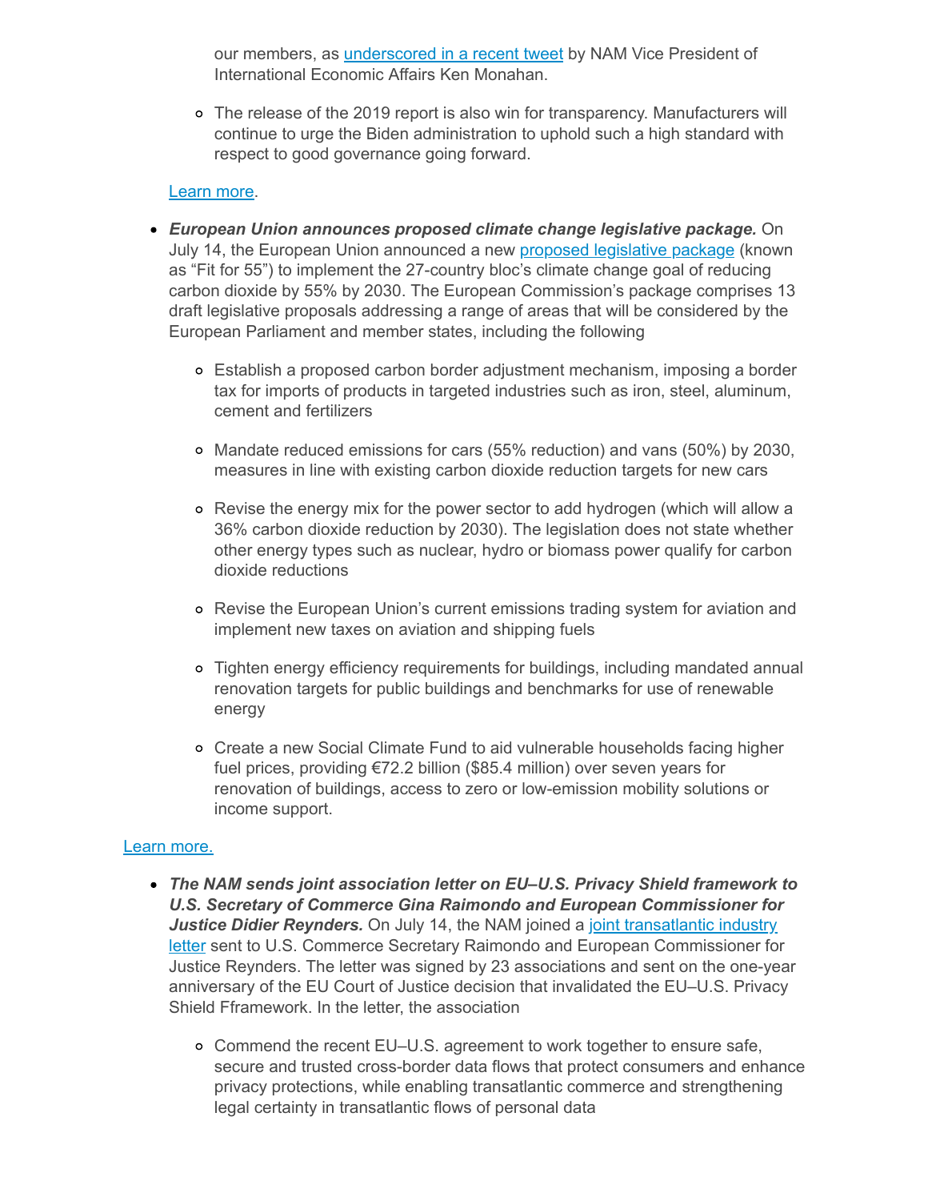our members, as underscored in a recent tweet by NAM Vice President of International Economic Affairs Ken Monahan.

  - The release of the 2019 report is also win for transparency. Manufacturers will continue to urge the Biden administration to uphold such a high standard with respect to good governance going forward.

  Learn more.

- ***European Union announces proposed climate change legislative package.*** On July 14, the European Union announced a new proposed legislative package (known as "Fit for 55") to implement the 27-country bloc's climate change goal of reducing carbon dioxide by 55% by 2030. The European Commission's package comprises 13 draft legislative proposals addressing a range of areas that will be considered by the European Parliament and member states, including the following

  - Establish a proposed carbon border adjustment mechanism, imposing a border tax for imports of products in targeted industries such as iron, steel, aluminum, cement and fertilizers
  - Mandate reduced emissions for cars (55% reduction) and vans (50%) by 2030, measures in line with existing carbon dioxide reduction targets for new cars
  - Revise the energy mix for the power sector to add hydrogen (which will allow a 36% carbon dioxide reduction by 2030). The legislation does not state whether other energy types such as nuclear, hydro or biomass power qualify for carbon dioxide reductions
  - Revise the European Union's current emissions trading system for aviation and implement new taxes on aviation and shipping fuels
  - Tighten energy efficiency requirements for buildings, including mandated annual renovation targets for public buildings and benchmarks for use of renewable energy
  - Create a new Social Climate Fund to aid vulnerable households facing higher fuel prices, providing €72.2 billion ($85.4 million) over seven years for renovation of buildings, access to zero or low-emission mobility solutions or income support.

Learn more.

- ***The NAM sends joint association letter on EU–U.S. Privacy Shield framework to U.S. Secretary of Commerce Gina Raimondo and European Commissioner for Justice Didier Reynders.*** On July 14, the NAM joined a joint transatlantic industry letter sent to U.S. Commerce Secretary Raimondo and European Commissioner for Justice Reynders. The letter was signed by 23 associations and sent on the one-year anniversary of the EU Court of Justice decision that invalidated the EU–U.S. Privacy Shield Fframework. In the letter, the association

  - Commend the recent EU–U.S. agreement to work together to ensure safe, secure and trusted cross-border data flows that protect consumers and enhance privacy protections, while enabling transatlantic commerce and strengthening legal certainty in transatlantic flows of personal data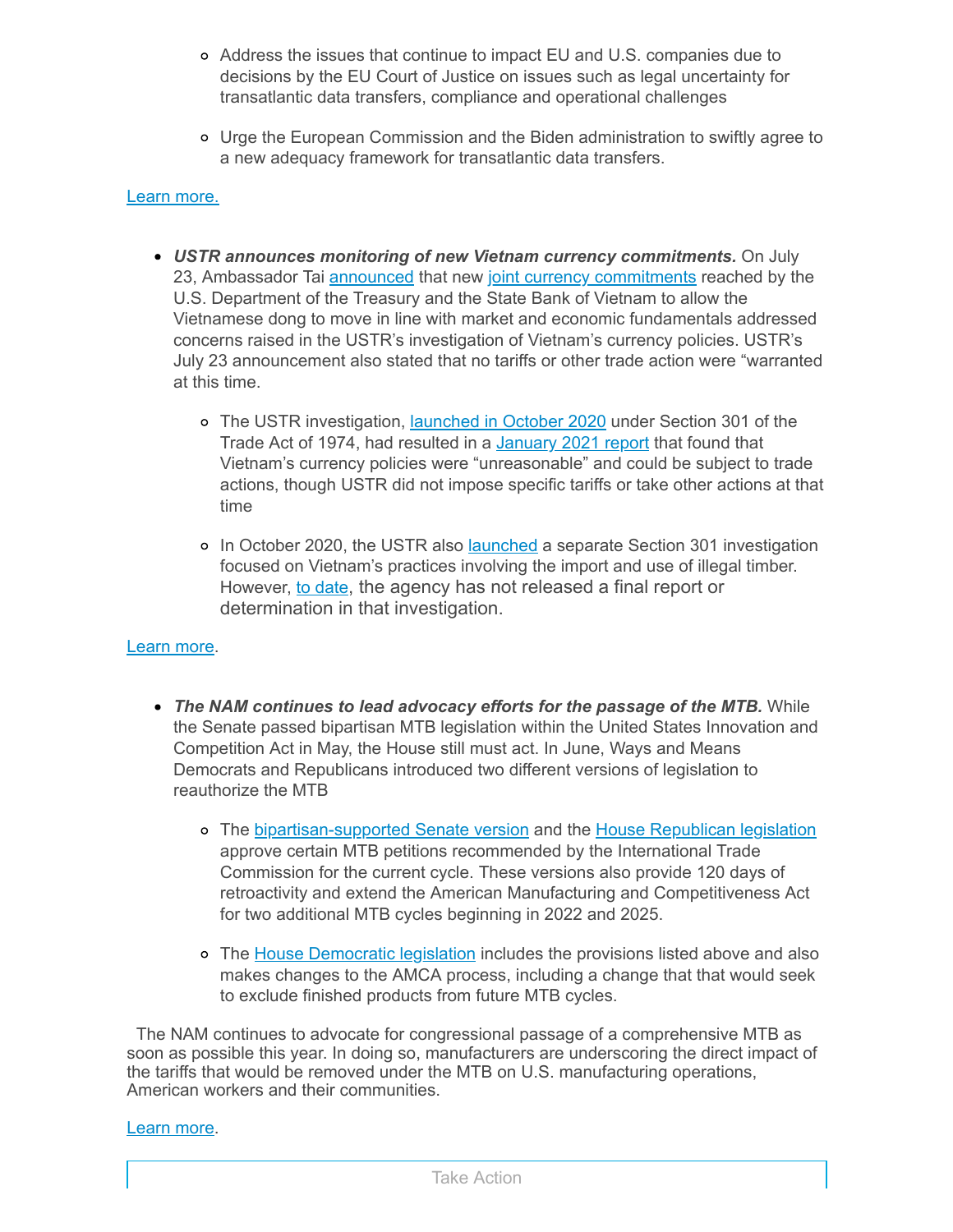- Address the issues that continue to impact EU and U.S. companies due to decisions by the EU Court of Justice on issues such as legal uncertainty for transatlantic data transfers, compliance and operational challenges
- Urge the European Commission and the Biden administration to swiftly agree to a new adequacy framework for transatlantic data transfers.

Learn more.

- ***USTR announces monitoring of new Vietnam currency commitments.*** On July 23, Ambassador Tai announced that new joint currency commitments reached by the U.S. Department of the Treasury and the State Bank of Vietnam to allow the Vietnamese dong to move in line with market and economic fundamentals addressed concerns raised in the USTR's investigation of Vietnam's currency policies. USTR's July 23 announcement also stated that no tariffs or other trade action were "warranted at this time.
  - The USTR investigation, launched in October 2020 under Section 301 of the Trade Act of 1974, had resulted in a January 2021 report that found that Vietnam's currency policies were "unreasonable" and could be subject to trade actions, though USTR did not impose specific tariffs or take other actions at that time
  - In October 2020, the USTR also launched a separate Section 301 investigation focused on Vietnam's practices involving the import and use of illegal timber. However, to date, the agency has not released a final report or determination in that investigation.

Learn more.

- ***The NAM continues to lead advocacy efforts for the passage of the MTB.*** While the Senate passed bipartisan MTB legislation within the United States Innovation and Competition Act in May, the House still must act. In June, Ways and Means Democrats and Republicans introduced two different versions of legislation to reauthorize the MTB
  - The bipartisan-supported Senate version and the House Republican legislation approve certain MTB petitions recommended by the International Trade Commission for the current cycle. These versions also provide 120 days of retroactivity and extend the American Manufacturing and Competitiveness Act for two additional MTB cycles beginning in 2022 and 2025.
  - The House Democratic legislation includes the provisions listed above and also makes changes to the AMCA process, including a change that that would seek to exclude finished products from future MTB cycles.

The NAM continues to advocate for congressional passage of a comprehensive MTB as soon as possible this year. In doing so, manufacturers are underscoring the direct impact of the tariffs that would be removed under the MTB on U.S. manufacturing operations, American workers and their communities.

Learn more.

Take Action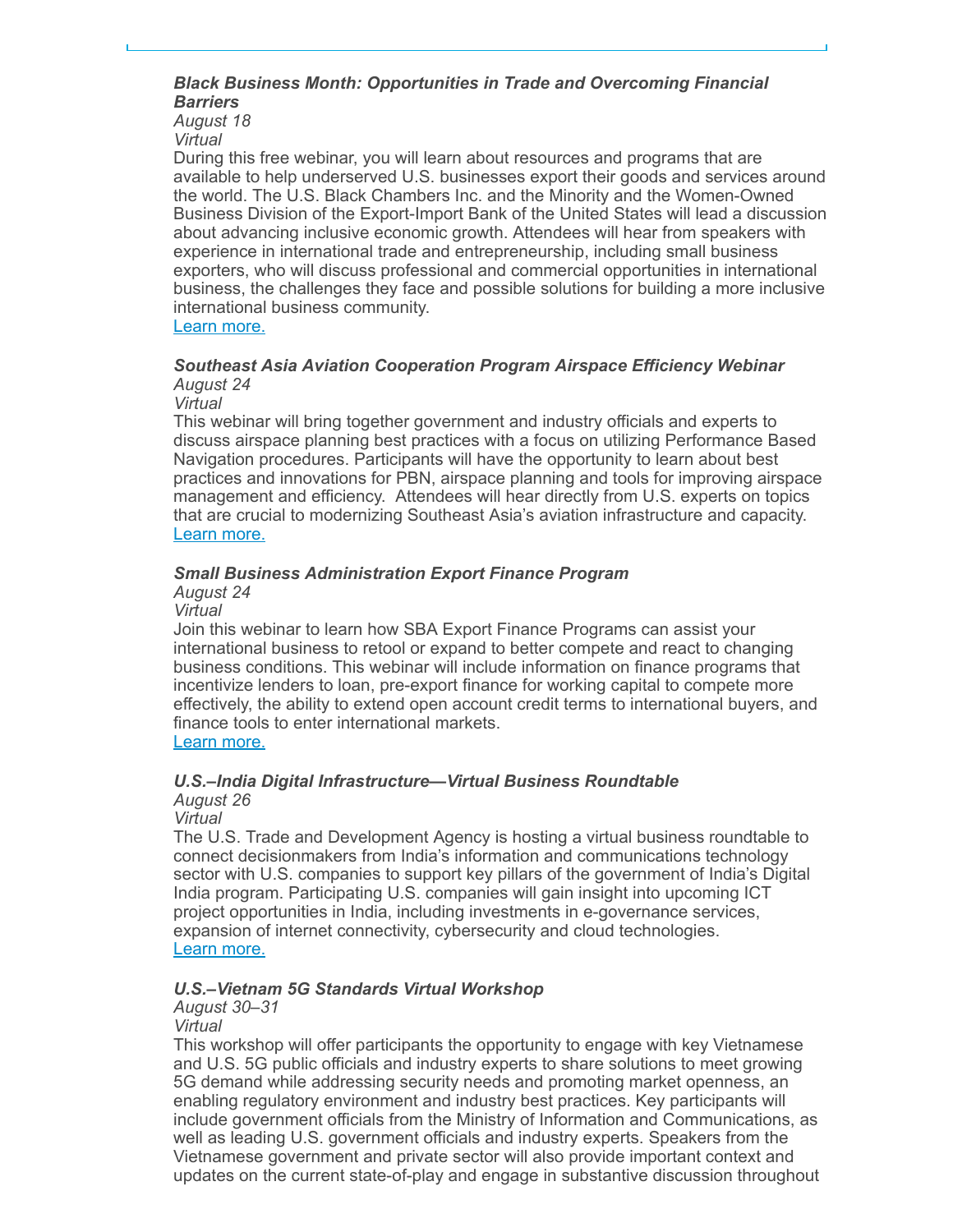***Black Business Month: Opportunities in Trade and Overcoming Financial Barriers***
*August 18*
*Virtual*
During this free webinar, you will learn about resources and programs that are available to help underserved U.S. businesses export their goods and services around the world. The U.S. Black Chambers Inc. and the Minority and the Women-Owned Business Division of the Export-Import Bank of the United States will lead a discussion about advancing inclusive economic growth. Attendees will hear from speakers with experience in international trade and entrepreneurship, including small business exporters, who will discuss professional and commercial opportunities in international business, the challenges they face and possible solutions for building a more inclusive international business community.
Learn more.

***Southeast Asia Aviation Cooperation Program Airspace Efficiency Webinar***
*August 24*
*Virtual*
This webinar will bring together government and industry officials and experts to discuss airspace planning best practices with a focus on utilizing Performance Based Navigation procedures. Participants will have the opportunity to learn about best practices and innovations for PBN, airspace planning and tools for improving airspace management and efficiency. Attendees will hear directly from U.S. experts on topics that are crucial to modernizing Southeast Asia's aviation infrastructure and capacity.
Learn more.

***Small Business Administration Export Finance Program***
*August 24*
*Virtual*
Join this webinar to learn how SBA Export Finance Programs can assist your international business to retool or expand to better compete and react to changing business conditions. This webinar will include information on finance programs that incentivize lenders to loan, pre-export finance for working capital to compete more effectively, the ability to extend open account credit terms to international buyers, and finance tools to enter international markets.
Learn more.

***U.S.–India Digital Infrastructure—Virtual Business Roundtable***
*August 26*
*Virtual*
The U.S. Trade and Development Agency is hosting a virtual business roundtable to connect decisionmakers from India's information and communications technology sector with U.S. companies to support key pillars of the government of India's Digital India program. Participating U.S. companies will gain insight into upcoming ICT project opportunities in India, including investments in e-governance services, expansion of internet connectivity, cybersecurity and cloud technologies.
Learn more.

***U.S.–Vietnam 5G Standards Virtual Workshop***
*August 30–31*
*Virtual*
This workshop will offer participants the opportunity to engage with key Vietnamese and U.S. 5G public officials and industry experts to share solutions to meet growing 5G demand while addressing security needs and promoting market openness, an enabling regulatory environment and industry best practices. Key participants will include government officials from the Ministry of Information and Communications, as well as leading U.S. government officials and industry experts. Speakers from the Vietnamese government and private sector will also provide important context and updates on the current state-of-play and engage in substantive discussion throughout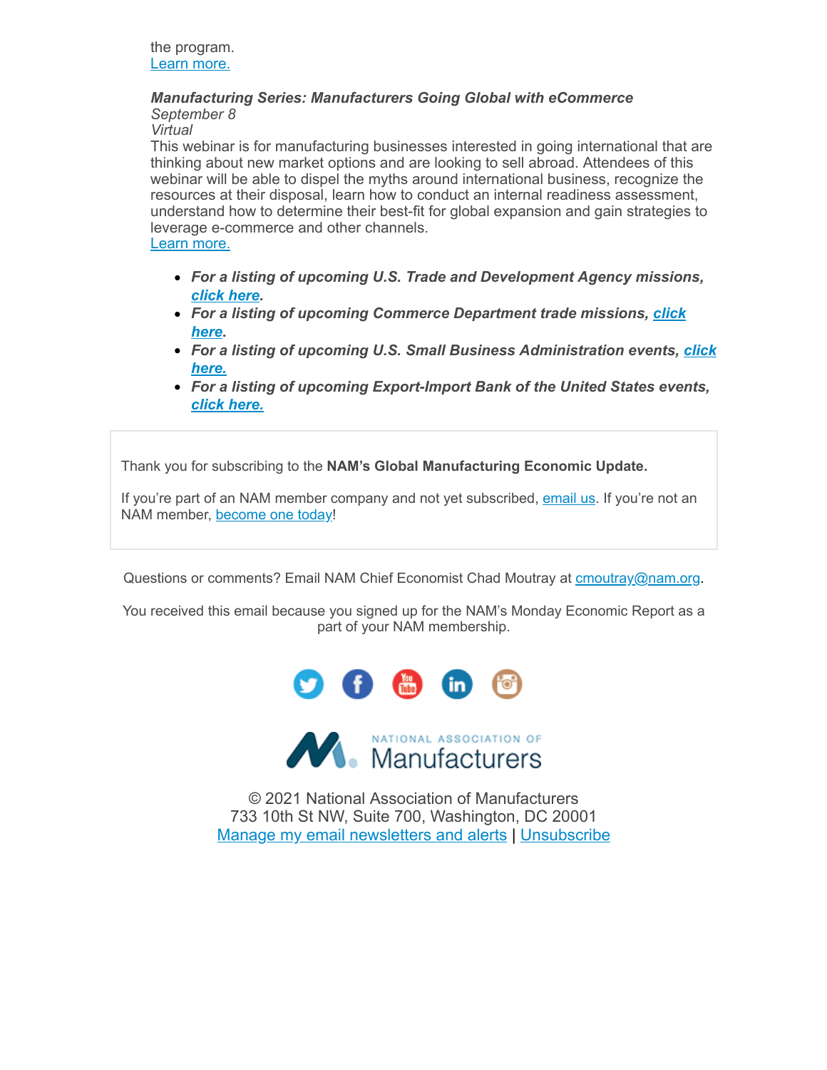the program.
Learn more.

***Manufacturing Series: Manufacturers Going Global with eCommerce***
*September 8*
*Virtual*
This webinar is for manufacturing businesses interested in going international that are thinking about new market options and are looking to sell abroad. Attendees of this webinar will be able to dispel the myths around international business, recognize the resources at their disposal, learn how to conduct an internal readiness assessment, understand how to determine their best-fit for global expansion and gain strategies to leverage e-commerce and other channels.
Learn more.

- ***For a listing of upcoming U.S. Trade and Development Agency missions, click here.***
- ***For a listing of upcoming Commerce Department trade missions, click here.***
- ***For a listing of upcoming U.S. Small Business Administration events, click here.***
- ***For a listing of upcoming Export-Import Bank of the United States events, click here.***

Thank you for subscribing to the **NAM's Global Manufacturing Economic Update.**

If you're part of an NAM member company and not yet subscribed, email us. If you're not an NAM member, become one today!

Questions or comments? Email NAM Chief Economist Chad Moutray at cmoutray@nam.org.

You received this email because you signed up for the NAM's Monday Economic Report as a part of your NAM membership.

NATIONAL ASSOCIATION OF Manufacturers

© 2021 National Association of Manufacturers
733 10th St NW, Suite 700, Washington, DC 20001
Manage my email newsletters and alerts | Unsubscribe